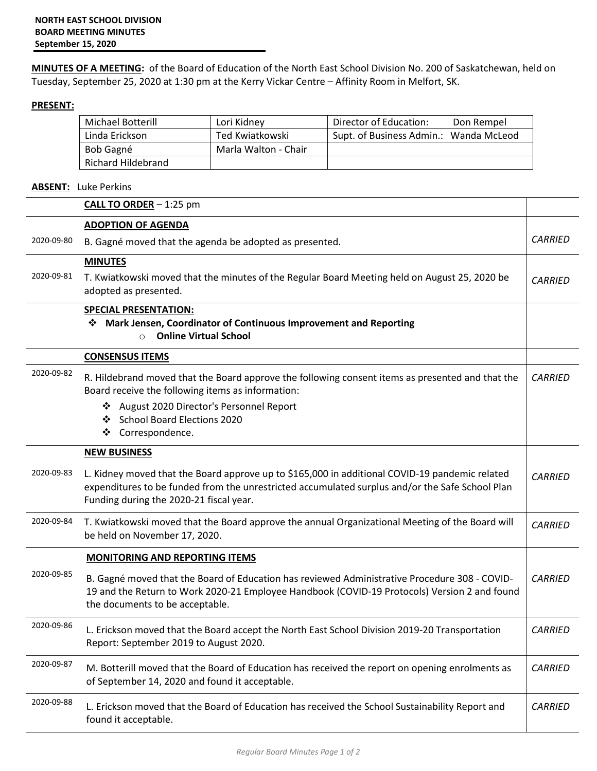**NORTH EAST SCHOOL DIVISION**
**BOARD MEETING MINUTES**
**September 15, 2020**

**MINUTES OF A MEETING:** of the Board of Education of the North East School Division No. 200 of Saskatchewan, held on Tuesday, September 25, 2020 at 1:30 pm at the Kerry Vickar Centre – Affinity Room in Melfort, SK.

**PRESENT:**

| | | |
|---|---|---|
| Michael Botterill | Lori Kidney | Director of Education: Don Rempel |
| Linda Erickson | Ted Kwiatkowski | Supt. of Business Admin.: Wanda McLeod |
| Bob Gagné | Marla Walton - Chair | |
| Richard Hildebrand | | |

**ABSENT:** Luke Perkins

| | | |
|---|---|---|
| | **CALL TO ORDER** – 1:25 pm | |
| | **ADOPTION OF AGENDA** | |
| 2020-09-80 | B. Gagné moved that the agenda be adopted as presented. | *CARRIED* |
| | **MINUTES** | |
| 2020-09-81 | T. Kwiatkowski moved that the minutes of the Regular Board Meeting held on August 25, 2020 be adopted as presented. | *CARRIED* |
| | **SPECIAL PRESENTATION:** ❖ **Mark Jensen, Coordinator of Continuous Improvement and Reporting** – **Online Virtual School** | |
| | **CONSENSUS ITEMS** | |
| 2020-09-82 | R. Hildebrand moved that the Board approve the following consent items as presented and that the Board receive the following items as information: ❖ August 2020 Director's Personnel Report ❖ School Board Elections 2020 ❖ Correspondence. | *CARRIED* |
| | **NEW BUSINESS** | |
| 2020-09-83 | L. Kidney moved that the Board approve up to $165,000 in additional COVID-19 pandemic related expenditures to be funded from the unrestricted accumulated surplus and/or the Safe School Plan Funding during the 2020-21 fiscal year. | *CARRIED* |
| 2020-09-84 | T. Kwiatkowski moved that the Board approve the annual Organizational Meeting of the Board will be held on November 17, 2020. | *CARRIED* |
| | **MONITORING AND REPORTING ITEMS** | |
| 2020-09-85 | B. Gagné moved that the Board of Education has reviewed Administrative Procedure 308 - COVID-19 and the Return to Work 2020-21 Employee Handbook (COVID-19 Protocols) Version 2 and found the documents to be acceptable. | *CARRIED* |
| 2020-09-86 | L. Erickson moved that the Board accept the North East School Division 2019-20 Transportation Report: September 2019 to August 2020. | *CARRIED* |
| 2020-09-87 | M. Botterill moved that the Board of Education has received the report on opening enrolments as of September 14, 2020 and found it acceptable. | *CARRIED* |
| 2020-09-88 | L. Erickson moved that the Board of Education has received the School Sustainability Report and found it acceptable. | *CARRIED* |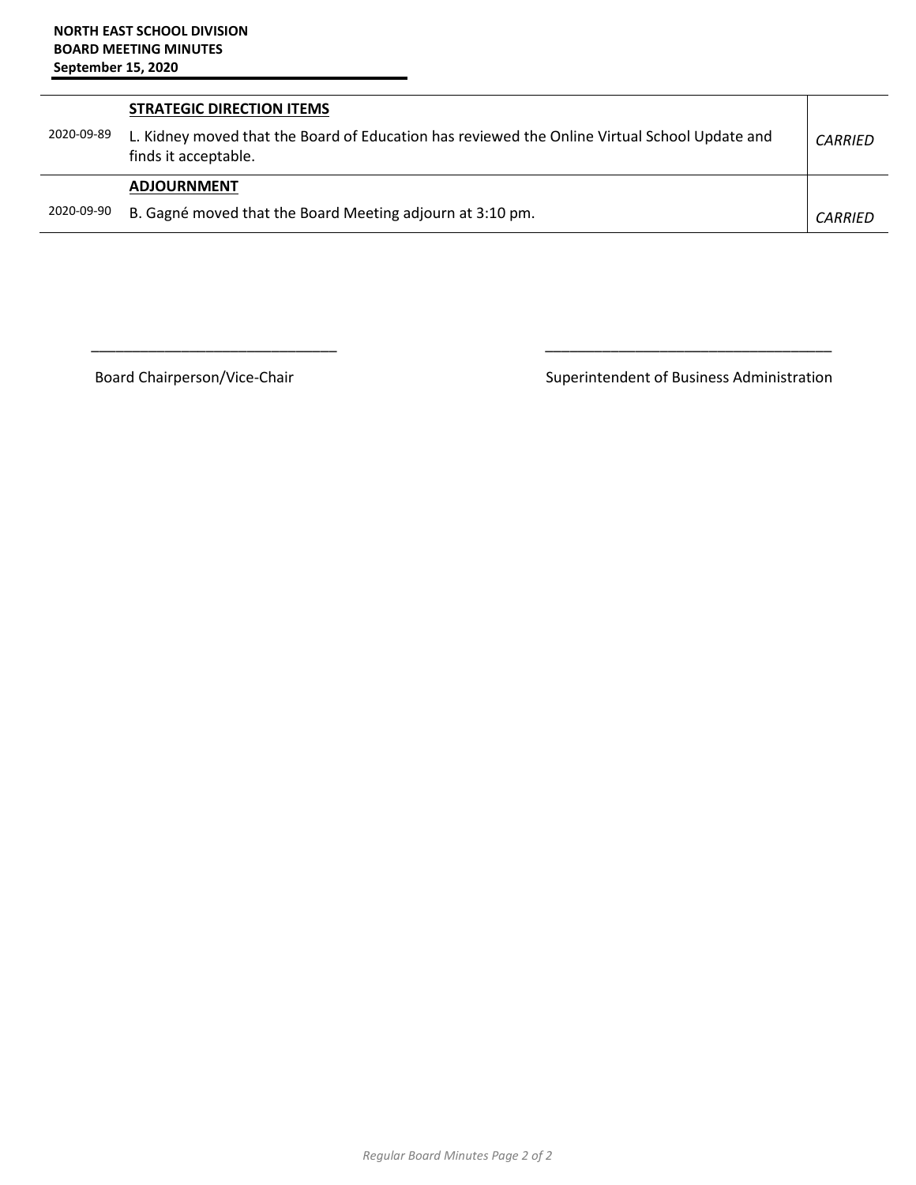| | | |
|---|---|---|
| | **STRATEGIC DIRECTION ITEMS** | |
| 2020-09-89 | L. Kidney moved that the Board of Education has reviewed the Online Virtual School Update and finds it acceptable. | *CARRIED* |
| | **ADJOURNMENT** | |
| 2020-09-90 | B. Gagné moved that the Board Meeting adjourn at 3:10 pm. | *CARRIED* |

\_\_\_\_\_\_\_\_\_\_\_\_\_\_\_\_\_\_\_\_\_\_\_\_\_\_\_\_\_\_
Board Chairperson/Vice-Chair

\_\_\_\_\_\_\_\_\_\_\_\_\_\_\_\_\_\_\_\_\_\_\_\_\_\_\_\_\_\_\_\_\_\_\_\_
Superintendent of Business Administration